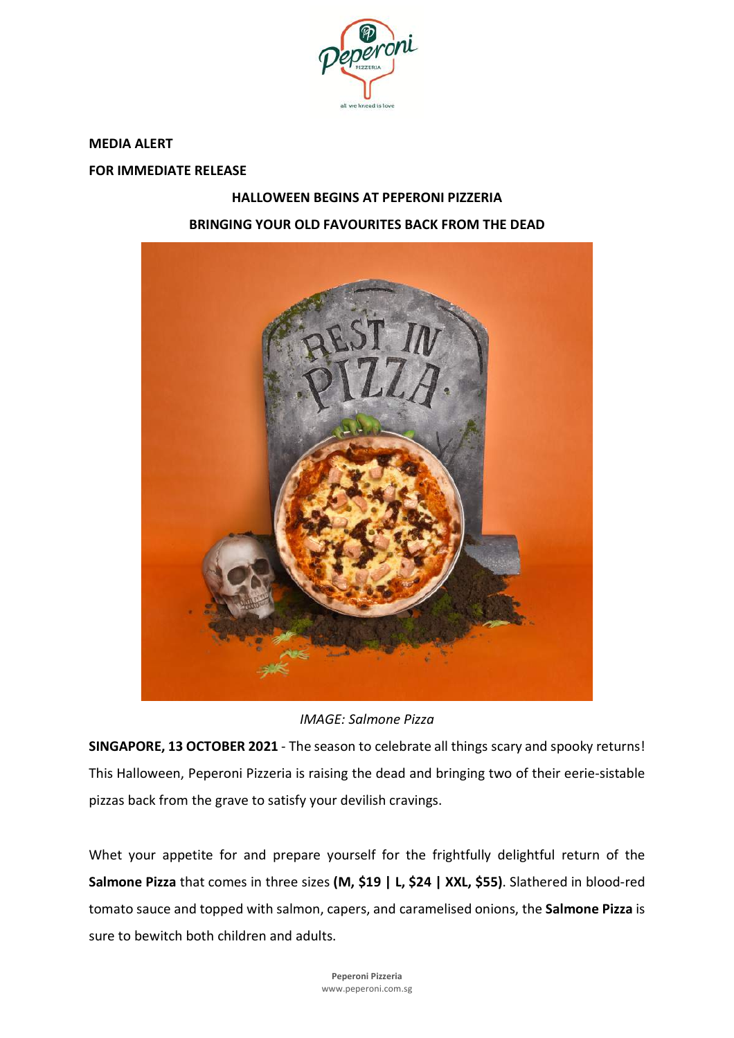**MEDIA ALERT**

**FOR IMMEDIATE RELEASE**

**HALLOWEEN BEGINS AT PEPERONI PIZZERIA**

**BRINGING YOUR OLD FAVOURITES BACK FROM THE DEAD**

*IMAGE: Salmone Pizza*

**SINGAPORE, 13 OCTOBER 2021** - The season to celebrate all things scary and spooky returns! This Halloween, Peperoni Pizzeria is raising the dead and bringing two of their eerie-sistable pizzas back from the grave to satisfy your devilish cravings.

Whet your appetite for and prepare yourself for the frightfully delightful return of the **Salmone Pizza** that comes in three sizes **(M, $19 | L, $24 | XXL, $55)**. Slathered in blood-red tomato sauce and topped with salmon, capers, and caramelised onions, the **Salmone Pizza** is sure to bewitch both children and adults.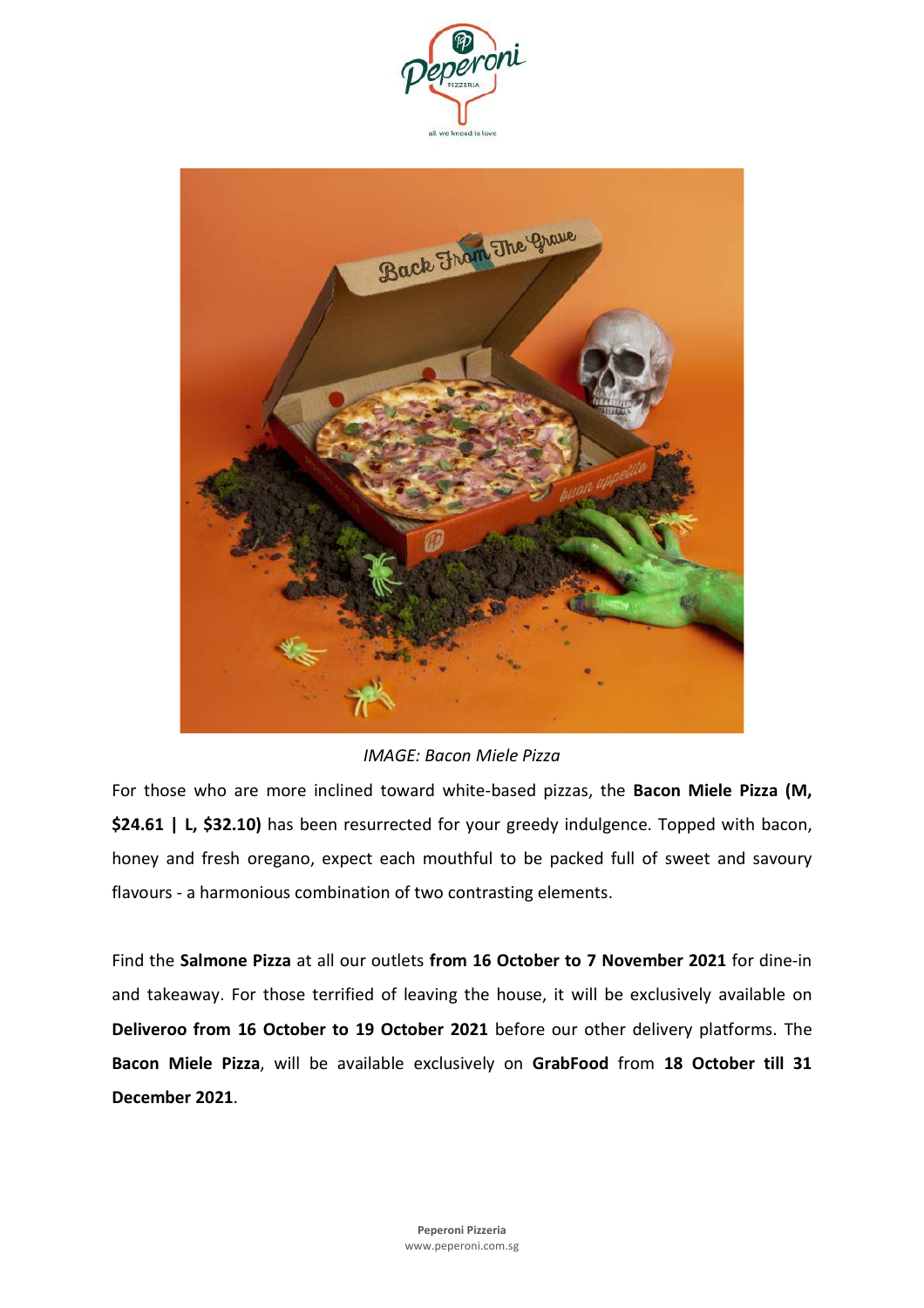*IMAGE: Bacon Miele Pizza*

For those who are more inclined toward white-based pizzas, the **Bacon Miele Pizza (M, $24.61 | L, $32.10)** has been resurrected for your greedy indulgence. Topped with bacon, honey and fresh oregano, expect each mouthful to be packed full of sweet and savoury flavours - a harmonious combination of two contrasting elements.

Find the **Salmone Pizza** at all our outlets **from 16 October to 7 November 2021** for dine-in and takeaway. For those terrified of leaving the house, it will be exclusively available on **Deliveroo from 16 October to 19 October 2021** before our other delivery platforms. The **Bacon Miele Pizza**, will be available exclusively on **GrabFood** from **18 October till 31 December 2021**.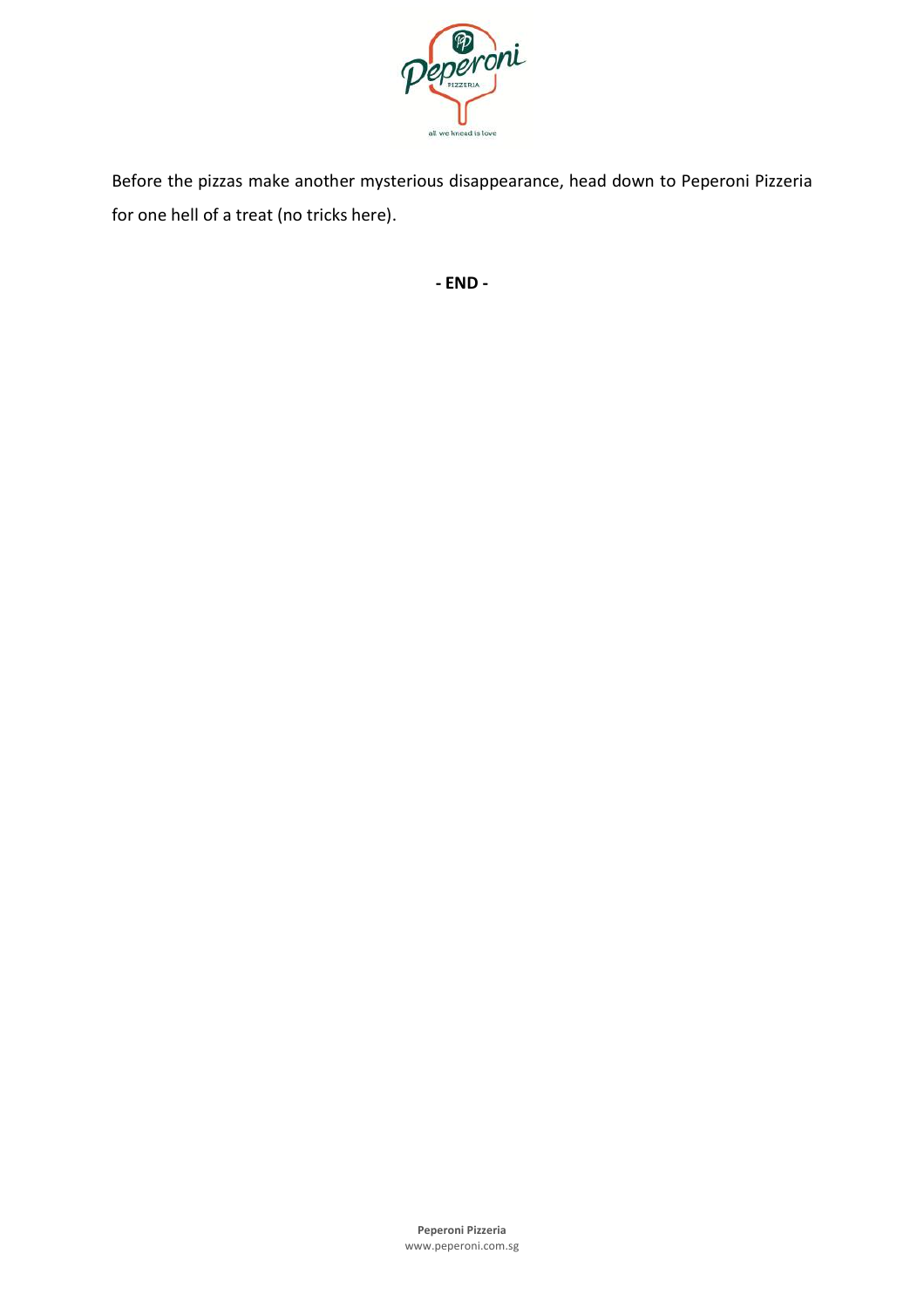Before the pizzas make another mysterious disappearance, head down to Peperoni Pizzeria for one hell of a treat (no tricks here).

**- END -**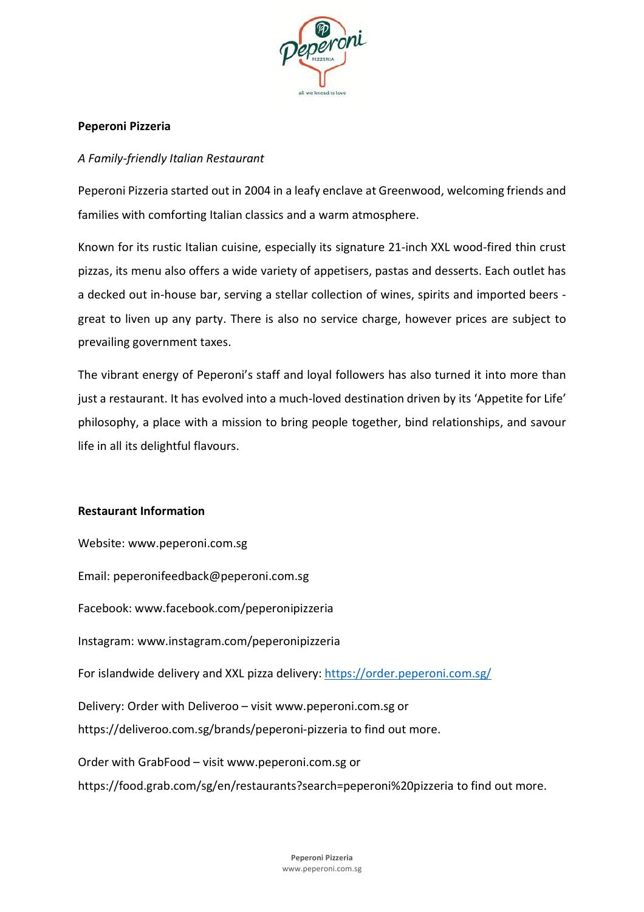**Peperoni Pizzeria**

*A Family-friendly Italian Restaurant*

Peperoni Pizzeria started out in 2004 in a leafy enclave at Greenwood, welcoming friends and families with comforting Italian classics and a warm atmosphere.

Known for its rustic Italian cuisine, especially its signature 21-inch XXL wood-fired thin crust pizzas, its menu also offers a wide variety of appetisers, pastas and desserts. Each outlet has a decked out in-house bar, serving a stellar collection of wines, spirits and imported beers - great to liven up any party. There is also no service charge, however prices are subject to prevailing government taxes.

The vibrant energy of Peperoni's staff and loyal followers has also turned it into more than just a restaurant. It has evolved into a much-loved destination driven by its 'Appetite for Life' philosophy, a place with a mission to bring people together, bind relationships, and savour life in all its delightful flavours.

**Restaurant Information**

Website: www.peperoni.com.sg

Email: peperonifeedback@peperoni.com.sg

Facebook: www.facebook.com/peperonipizzeria

Instagram: www.instagram.com/peperonipizzeria

For islandwide delivery and XXL pizza delivery: https://order.peperoni.com.sg/

Delivery: Order with Deliveroo – visit www.peperoni.com.sg or https://deliveroo.com.sg/brands/peperoni-pizzeria to find out more.

Order with GrabFood – visit www.peperoni.com.sg or https://food.grab.com/sg/en/restaurants?search=peperoni%20pizzeria to find out more.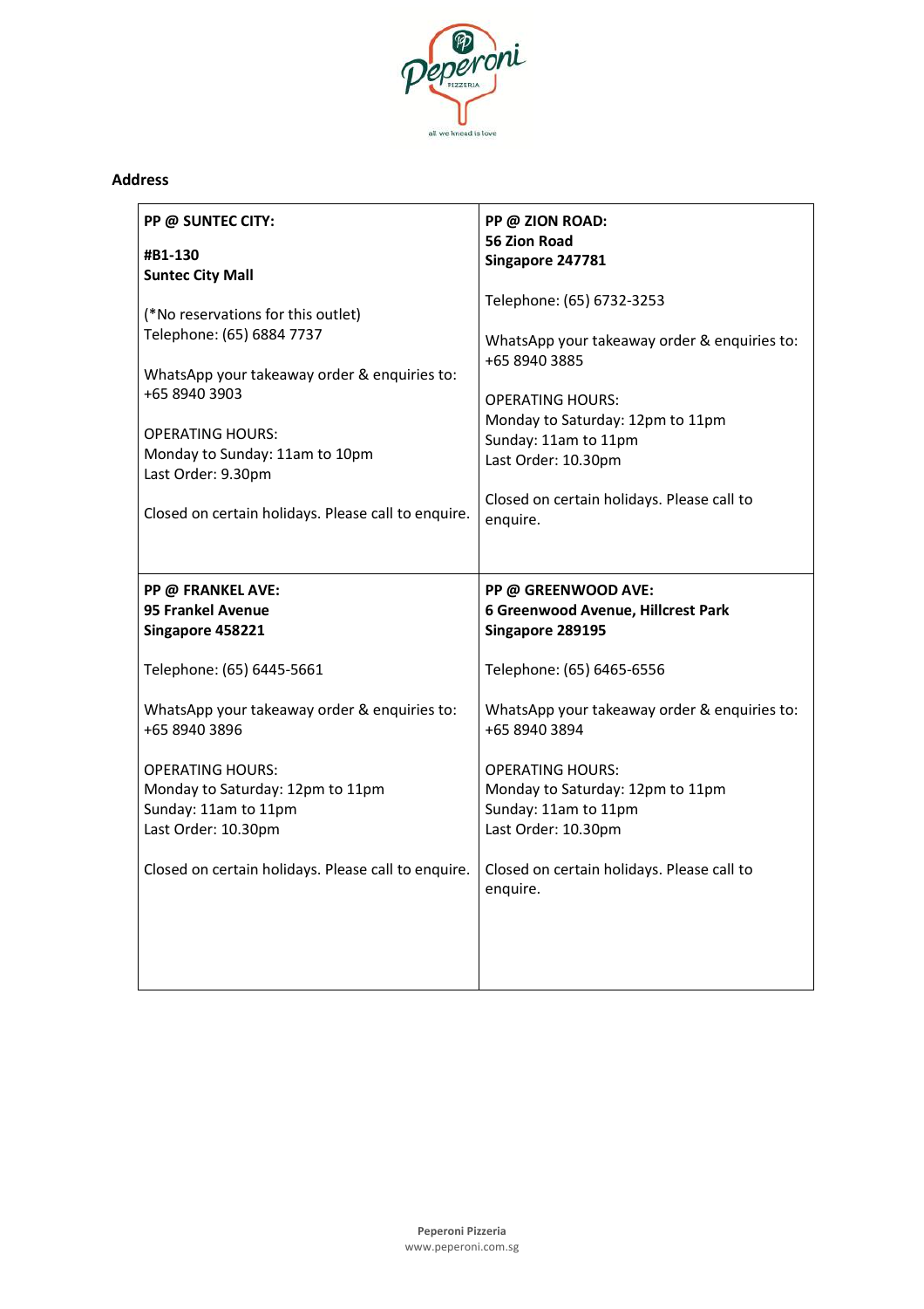## Address

| **PP @ SUNTEC CITY:**<br><br>**#B1-130**<br>**Suntec City Mall**<br><br>(*No reservations for this outlet)<br>Telephone: (65) 6884 7737<br><br>WhatsApp your takeaway order & enquiries to:<br>+65 8940 3903<br><br>OPERATING HOURS:<br>Monday to Sunday: 11am to 10pm<br>Last Order: 9.30pm<br><br>Closed on certain holidays. Please call to enquire. | **PP @ ZION ROAD:**<br>**56 Zion Road**<br>**Singapore 247781**<br><br>Telephone: (65) 6732-3253<br><br>WhatsApp your takeaway order & enquiries to:<br>+65 8940 3885<br><br>OPERATING HOURS:<br>Monday to Saturday: 12pm to 11pm<br>Sunday: 11am to 11pm<br>Last Order: 10.30pm<br><br>Closed on certain holidays. Please call to enquire. |
|---|---|
| **PP @ FRANKEL AVE:**<br>**95 Frankel Avenue**<br>**Singapore 458221**<br><br>Telephone: (65) 6445-5661<br><br>WhatsApp your takeaway order & enquiries to:<br>+65 8940 3896<br><br>OPERATING HOURS:<br>Monday to Saturday: 12pm to 11pm<br>Sunday: 11am to 11pm<br>Last Order: 10.30pm<br><br>Closed on certain holidays. Please call to enquire. | **PP @ GREENWOOD AVE:**<br>**6 Greenwood Avenue, Hillcrest Park**<br>**Singapore 289195**<br><br>Telephone: (65) 6465-6556<br><br>WhatsApp your takeaway order & enquiries to:<br>+65 8940 3894<br><br>OPERATING HOURS:<br>Monday to Saturday: 12pm to 11pm<br>Sunday: 11am to 11pm<br>Last Order: 10.30pm<br><br>Closed on certain holidays. Please call to enquire. |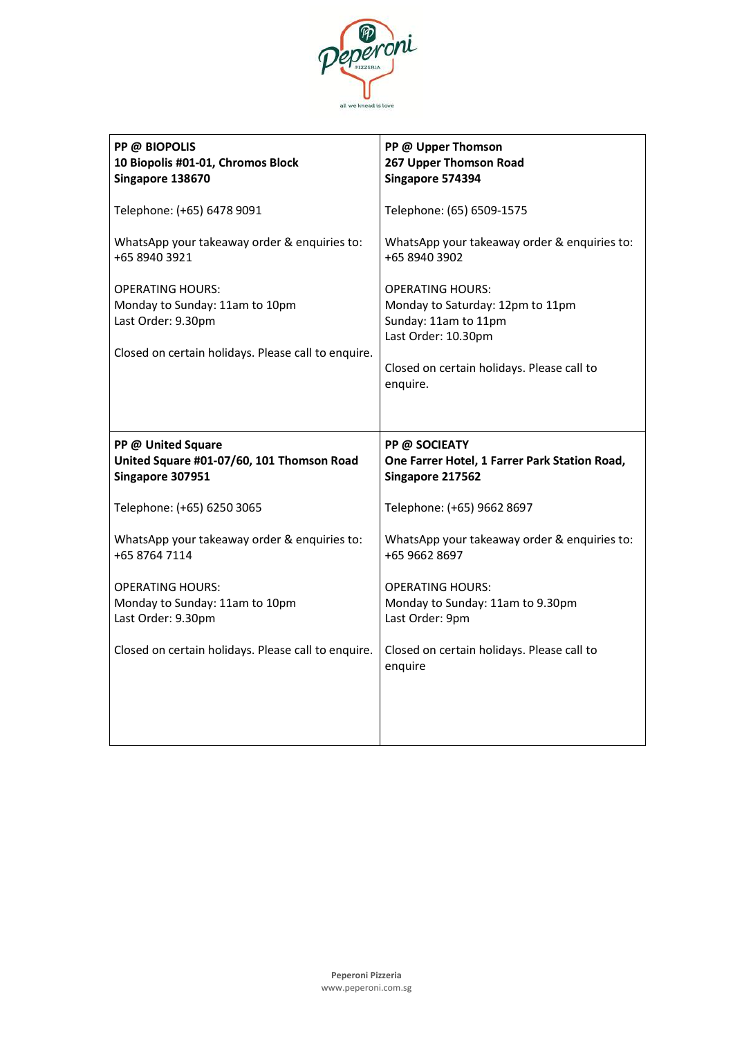Peperoni PIZZERIA

all we knead is love

| **PP @ BIOPOLIS**<br>**10 Biopolis #01-01, Chromos Block**<br>**Singapore 138670**<br><br>Telephone: (+65) 6478 9091<br><br>WhatsApp your takeaway order & enquiries to: +65 8940 3921<br><br>OPERATING HOURS:<br>Monday to Sunday: 11am to 10pm<br>Last Order: 9.30pm<br><br>Closed on certain holidays. Please call to enquire. | **PP @ Upper Thomson**<br>**267 Upper Thomson Road**<br>**Singapore 574394**<br><br>Telephone: (65) 6509-1575<br><br>WhatsApp your takeaway order & enquiries to: +65 8940 3902<br><br>OPERATING HOURS:<br>Monday to Saturday: 12pm to 11pm<br>Sunday: 11am to 11pm<br>Last Order: 10.30pm<br><br>Closed on certain holidays. Please call to enquire. |
|---|---|
| **PP @ United Square**<br>**United Square #01-07/60, 101 Thomson Road**<br>**Singapore 307951**<br><br>Telephone: (+65) 6250 3065<br><br>WhatsApp your takeaway order & enquiries to: +65 8764 7114<br><br>OPERATING HOURS:<br>Monday to Sunday: 11am to 10pm<br>Last Order: 9.30pm<br><br>Closed on certain holidays. Please call to enquire. | **PP @ SOCIEATY**<br>**One Farrer Hotel, 1 Farrer Park Station Road,**<br>**Singapore 217562**<br><br>Telephone: (+65) 9662 8697<br><br>WhatsApp your takeaway order & enquiries to: +65 9662 8697<br><br>OPERATING HOURS:<br>Monday to Sunday: 11am to 9.30pm<br>Last Order: 9pm<br><br>Closed on certain holidays. Please call to enquire |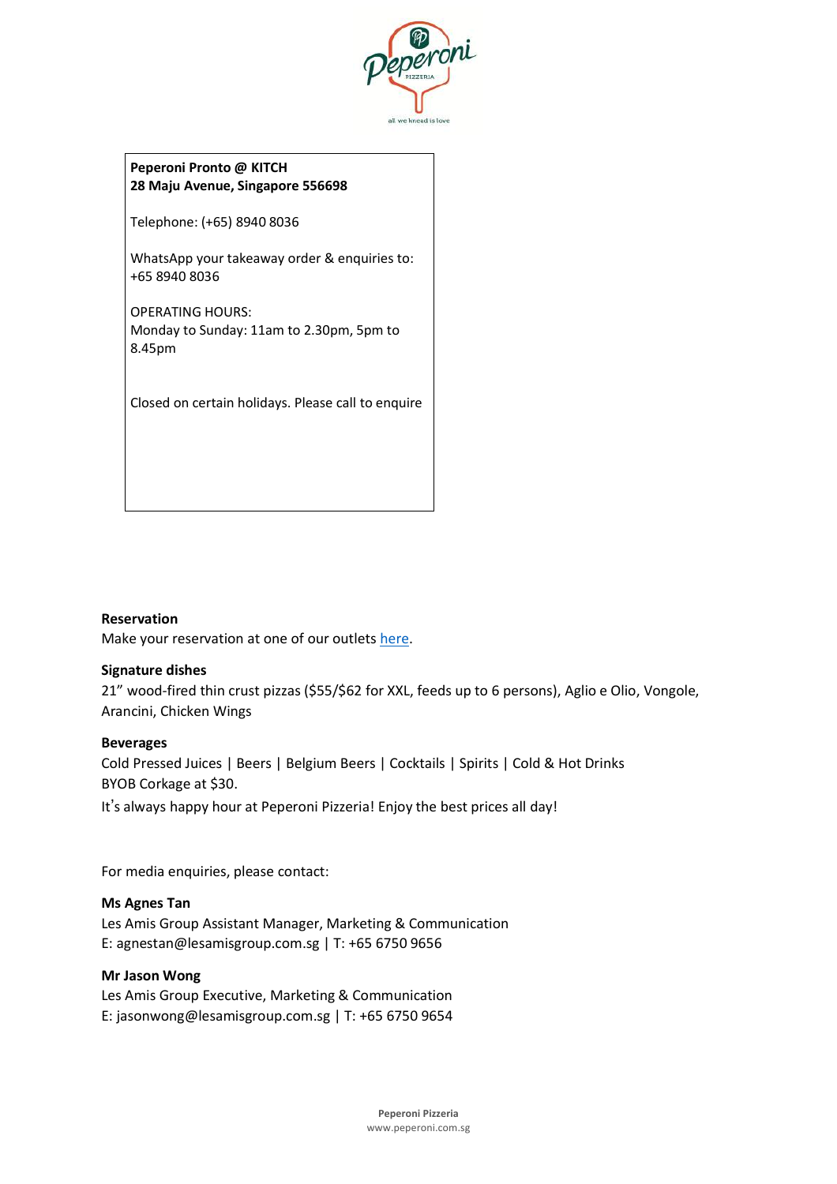**Peperoni Pronto @ KITCH**
**28 Maju Avenue, Singapore 556698**

Telephone: (+65) 8940 8036

WhatsApp your takeaway order & enquiries to: +65 8940 8036

OPERATING HOURS:
Monday to Sunday: 11am to 2.30pm, 5pm to 8.45pm

Closed on certain holidays. Please call to enquire

**Reservation**
Make your reservation at one of our outlets here.

**Signature dishes**
21" wood-fired thin crust pizzas ($55/$62 for XXL, feeds up to 6 persons), Aglio e Olio, Vongole, Arancini, Chicken Wings

**Beverages**
Cold Pressed Juices | Beers | Belgium Beers | Cocktails | Spirits | Cold & Hot Drinks
BYOB Corkage at $30.
It's always happy hour at Peperoni Pizzeria! Enjoy the best prices all day!

For media enquiries, please contact:

**Ms Agnes Tan**
Les Amis Group Assistant Manager, Marketing & Communication
E: agnestan@lesamisgroup.com.sg | T: +65 6750 9656

**Mr Jason Wong**
Les Amis Group Executive, Marketing & Communication
E: jasonwong@lesamisgroup.com.sg | T: +65 6750 9654